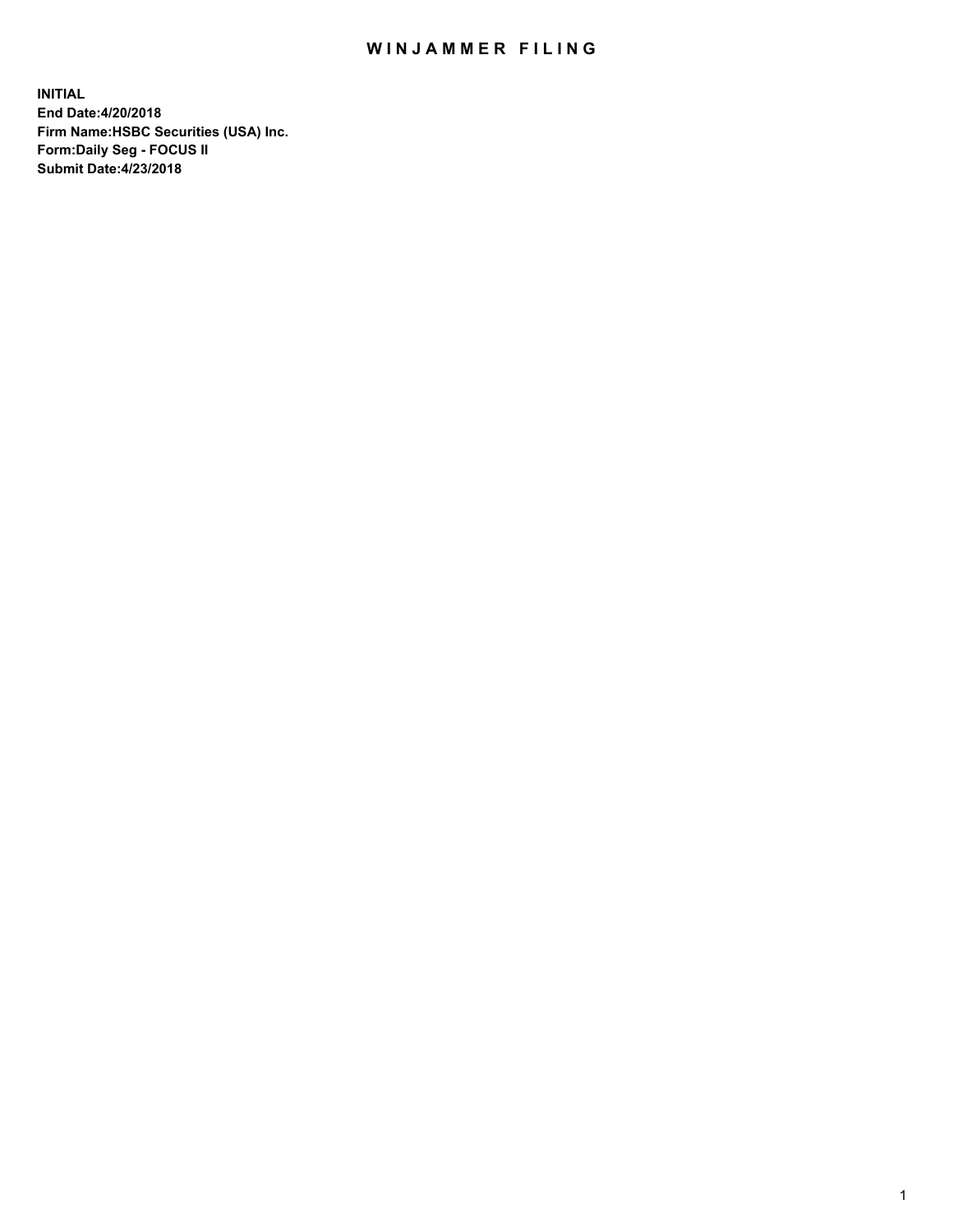# WINJAMMER FILING

**INITIAL**
**End Date:4/20/2018**
**Firm Name:HSBC Securities (USA) Inc.**
**Form:Daily Seg - FOCUS II**
**Submit Date:4/23/2018**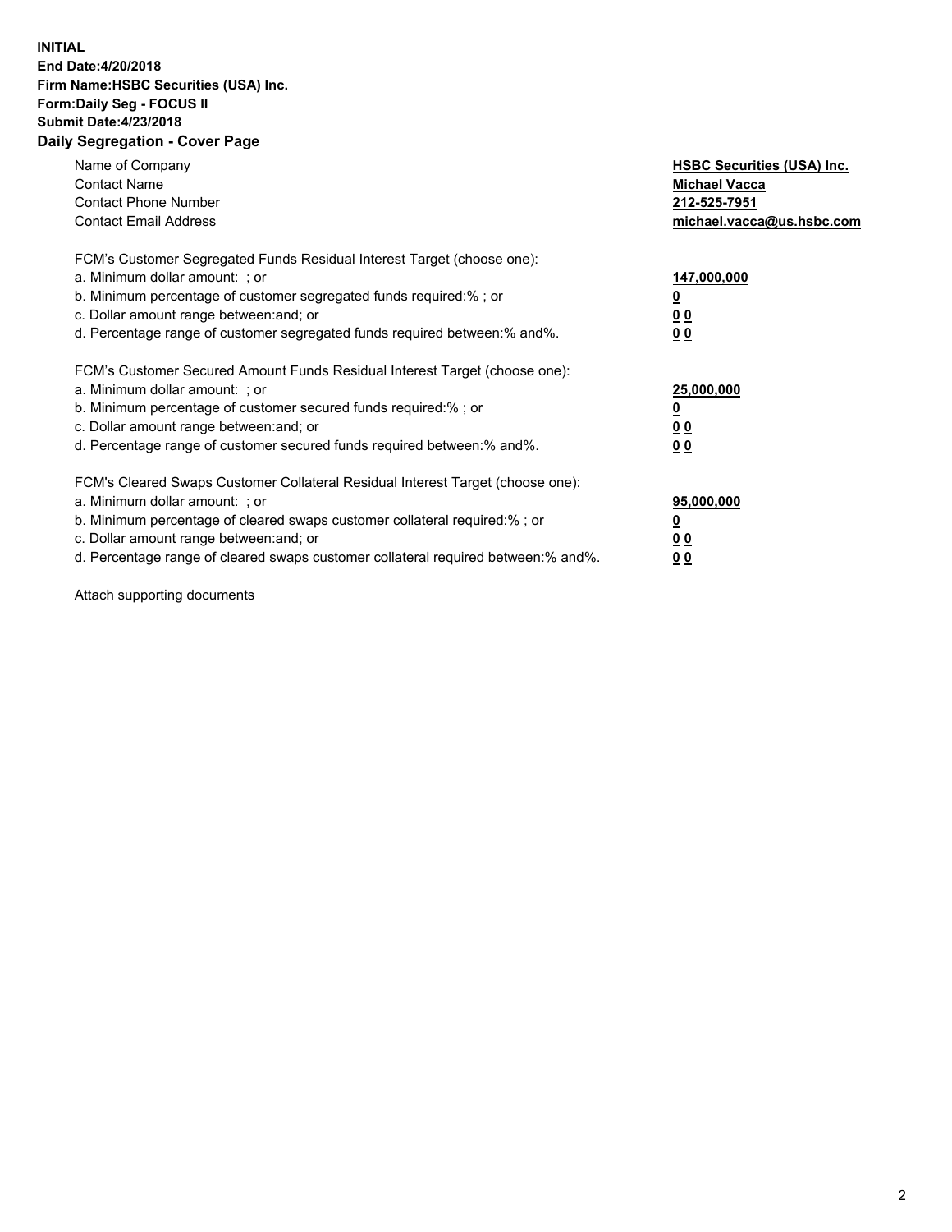**INITIAL**
**End Date:4/20/2018**
**Firm Name:HSBC Securities (USA) Inc.**
**Form:Daily Seg - FOCUS II**
**Submit Date:4/23/2018**
**Daily Segregation - Cover Page**

| | |
|---|---|
| Name of Company | **HSBC Securities (USA) Inc.** |
| Contact Name | **Michael Vacca** |
| Contact Phone Number | **212-525-7951** |
| Contact Email Address | **michael.vacca@us.hsbc.com** |
| FCM's Customer Segregated Funds Residual Interest Target (choose one): | |
| a. Minimum dollar amount: ; or | **147,000,000** |
| b. Minimum percentage of customer segregated funds required:% ; or | **0** |
| c. Dollar amount range between:and; or | **0 0** |
| d. Percentage range of customer segregated funds required between:% and%. | **0 0** |
| FCM's Customer Secured Amount Funds Residual Interest Target (choose one): | |
| a. Minimum dollar amount: ; or | **25,000,000** |
| b. Minimum percentage of customer secured funds required:% ; or | **0** |
| c. Dollar amount range between:and; or | **0 0** |
| d. Percentage range of customer secured funds required between:% and%. | **0 0** |
| FCM's Cleared Swaps Customer Collateral Residual Interest Target (choose one): | |
| a. Minimum dollar amount: ; or | **95,000,000** |
| b. Minimum percentage of cleared swaps customer collateral required:% ; or | **0** |
| c. Dollar amount range between:and; or | **0 0** |
| d. Percentage range of cleared swaps customer collateral required between:% and%. | **0 0** |

Attach supporting documents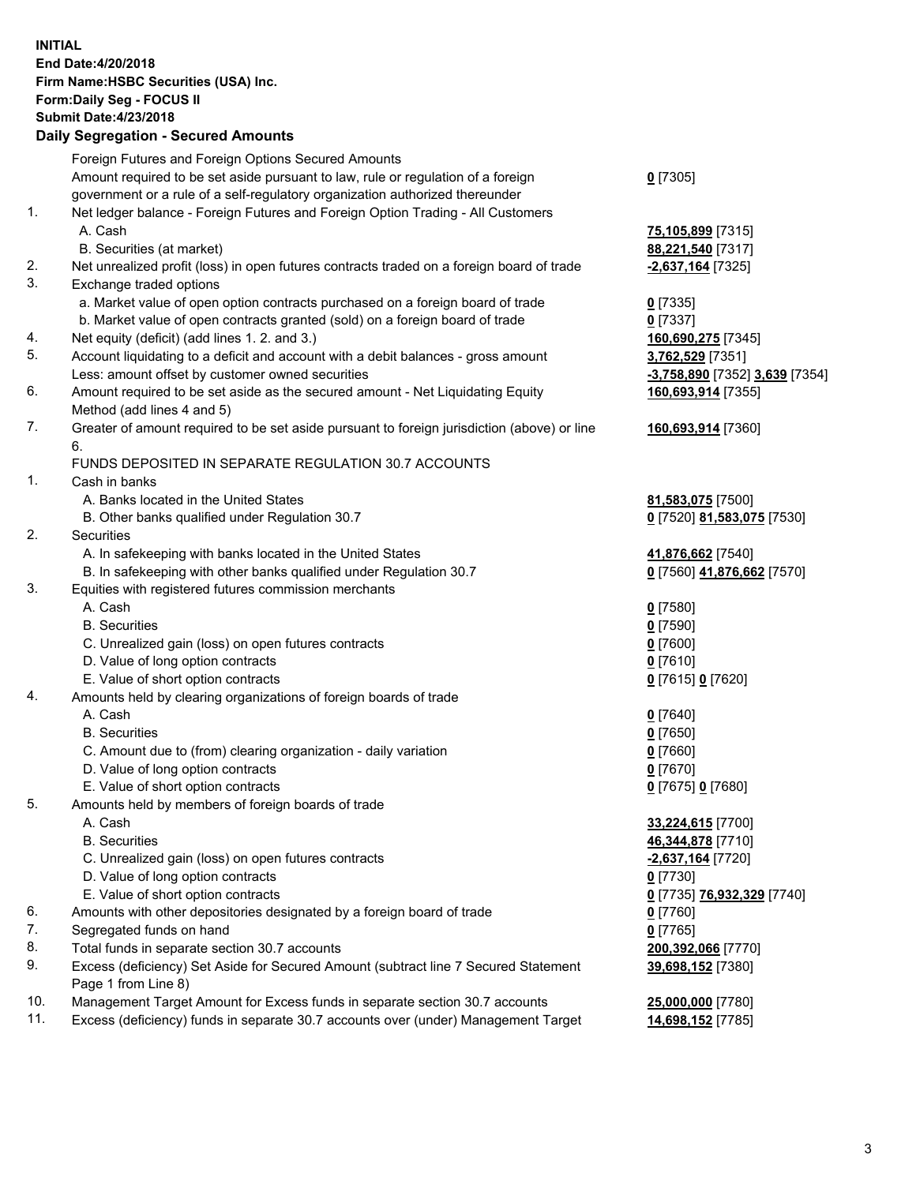**INITIAL**
**End Date:4/20/2018**
**Firm Name:HSBC Securities (USA) Inc.**
**Form:Daily Seg - FOCUS II**
**Submit Date:4/23/2018**

**Daily Segregation - Secured Amounts**

| | | |
|---|---|---|
| | Foreign Futures and Foreign Options Secured Amounts | |
| | Amount required to be set aside pursuant to law, rule or regulation of a foreign government or a rule of a self-regulatory organization authorized thereunder | **0** [7305] |
| 1. | Net ledger balance - Foreign Futures and Foreign Option Trading - All Customers | |
| | A. Cash | **75,105,899** [7315] |
| | B. Securities (at market) | **88,221,540** [7317] |
| 2. | Net unrealized profit (loss) in open futures contracts traded on a foreign board of trade | **-2,637,164** [7325] |
| 3. | Exchange traded options | |
| | a. Market value of open option contracts purchased on a foreign board of trade | **0** [7335] |
| | b. Market value of open contracts granted (sold) on a foreign board of trade | **0** [7337] |
| 4. | Net equity (deficit) (add lines 1. 2. and 3.) | **160,690,275** [7345] |
| 5. | Account liquidating to a deficit and account with a debit balances - gross amount | **3,762,529** [7351] |
| | Less: amount offset by customer owned securities | **-3,758,890** [7352] **3,639** [7354] |
| 6. | Amount required to be set aside as the secured amount - Net Liquidating Equity Method (add lines 4 and 5) | **160,693,914** [7355] |
| 7. | Greater of amount required to be set aside pursuant to foreign jurisdiction (above) or line 6. | **160,693,914** [7360] |
| | FUNDS DEPOSITED IN SEPARATE REGULATION 30.7 ACCOUNTS | |
| 1. | Cash in banks | |
| | A. Banks located in the United States | **81,583,075** [7500] |
| | B. Other banks qualified under Regulation 30.7 | **0** [7520] **81,583,075** [7530] |
| 2. | Securities | |
| | A. In safekeeping with banks located in the United States | **41,876,662** [7540] |
| | B. In safekeeping with other banks qualified under Regulation 30.7 | **0** [7560] **41,876,662** [7570] |
| 3. | Equities with registered futures commission merchants | |
| | A. Cash | **0** [7580] |
| | B. Securities | **0** [7590] |
| | C. Unrealized gain (loss) on open futures contracts | **0** [7600] |
| | D. Value of long option contracts | **0** [7610] |
| | E. Value of short option contracts | **0** [7615] **0** [7620] |
| 4. | Amounts held by clearing organizations of foreign boards of trade | |
| | A. Cash | **0** [7640] |
| | B. Securities | **0** [7650] |
| | C. Amount due to (from) clearing organization - daily variation | **0** [7660] |
| | D. Value of long option contracts | **0** [7670] |
| | E. Value of short option contracts | **0** [7675] **0** [7680] |
| 5. | Amounts held by members of foreign boards of trade | |
| | A. Cash | **33,224,615** [7700] |
| | B. Securities | **46,344,878** [7710] |
| | C. Unrealized gain (loss) on open futures contracts | **-2,637,164** [7720] |
| | D. Value of long option contracts | **0** [7730] |
| | E. Value of short option contracts | **0** [7735] **76,932,329** [7740] |
| 6. | Amounts with other depositories designated by a foreign board of trade | **0** [7760] |
| 7. | Segregated funds on hand | **0** [7765] |
| 8. | Total funds in separate section 30.7 accounts | **200,392,066** [7770] |
| 9. | Excess (deficiency) Set Aside for Secured Amount (subtract line 7 Secured Statement Page 1 from Line 8) | **39,698,152** [7380] |
| 10. | Management Target Amount for Excess funds in separate section 30.7 accounts | **25,000,000** [7780] |
| 11. | Excess (deficiency) funds in separate 30.7 accounts over (under) Management Target | **14,698,152** [7785] |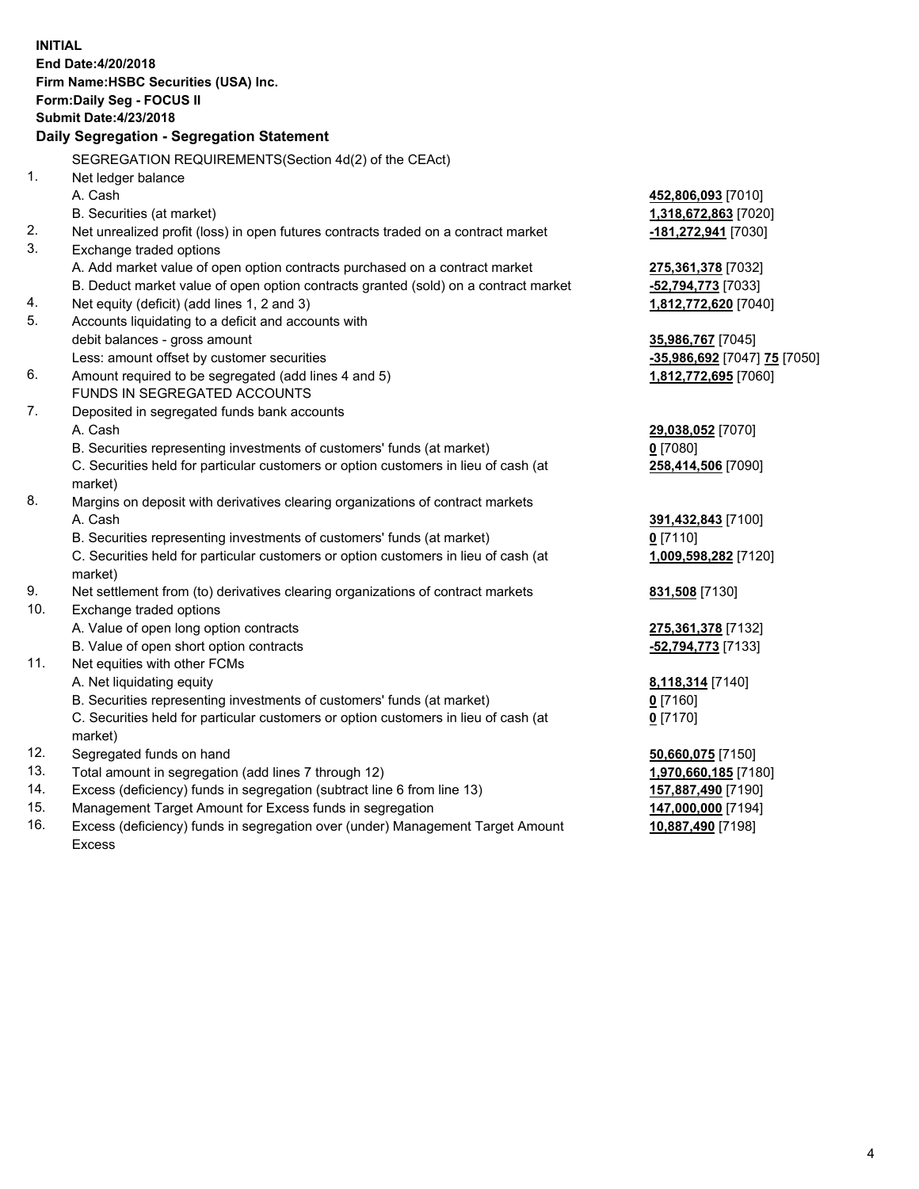**INITIAL**
**End Date:4/20/2018**
**Firm Name:HSBC Securities (USA) Inc.**
**Form:Daily Seg - FOCUS II**
**Submit Date:4/23/2018**

## Daily Segregation - Segregation Statement

SEGREGATION REQUIREMENTS(Section 4d(2) of the CEAct)

| | | |
|---|---|---|
| 1. | Net ledger balance | |
| | A. Cash | **452,806,093** [7010] |
| | B. Securities (at market) | **1,318,672,863** [7020] |
| 2. | Net unrealized profit (loss) in open futures contracts traded on a contract market | **-181,272,941** [7030] |
| 3. | Exchange traded options | |
| | A. Add market value of open option contracts purchased on a contract market | **275,361,378** [7032] |
| | B. Deduct market value of open option contracts granted (sold) on a contract market | **-52,794,773** [7033] |
| 4. | Net equity (deficit) (add lines 1, 2 and 3) | **1,812,772,620** [7040] |
| 5. | Accounts liquidating to a deficit and accounts with | |
| | debit balances - gross amount | **35,986,767** [7045] |
| | Less: amount offset by customer securities | **-35,986,692** [7047] **75** [7050] |
| 6. | Amount required to be segregated (add lines 4 and 5) | **1,812,772,695** [7060] |
| | FUNDS IN SEGREGATED ACCOUNTS | |
| 7. | Deposited in segregated funds bank accounts | |
| | A. Cash | **29,038,052** [7070] |
| | B. Securities representing investments of customers' funds (at market) | **0** [7080] |
| | C. Securities held for particular customers or option customers in lieu of cash (at market) | **258,414,506** [7090] |
| 8. | Margins on deposit with derivatives clearing organizations of contract markets | |
| | A. Cash | **391,432,843** [7100] |
| | B. Securities representing investments of customers' funds (at market) | **0** [7110] |
| | C. Securities held for particular customers or option customers in lieu of cash (at market) | **1,009,598,282** [7120] |
| 9. | Net settlement from (to) derivatives clearing organizations of contract markets | **831,508** [7130] |
| 10. | Exchange traded options | |
| | A. Value of open long option contracts | **275,361,378** [7132] |
| | B. Value of open short option contracts | **-52,794,773** [7133] |
| 11. | Net equities with other FCMs | |
| | A. Net liquidating equity | **8,118,314** [7140] |
| | B. Securities representing investments of customers' funds (at market) | **0** [7160] |
| | C. Securities held for particular customers or option customers in lieu of cash (at market) | **0** [7170] |
| 12. | Segregated funds on hand | **50,660,075** [7150] |
| 13. | Total amount in segregation (add lines 7 through 12) | **1,970,660,185** [7180] |
| 14. | Excess (deficiency) funds in segregation (subtract line 6 from line 13) | **157,887,490** [7190] |
| 15. | Management Target Amount for Excess funds in segregation | **147,000,000** [7194] |
| 16. | Excess (deficiency) funds in segregation over (under) Management Target Amount Excess | **10,887,490** [7198] |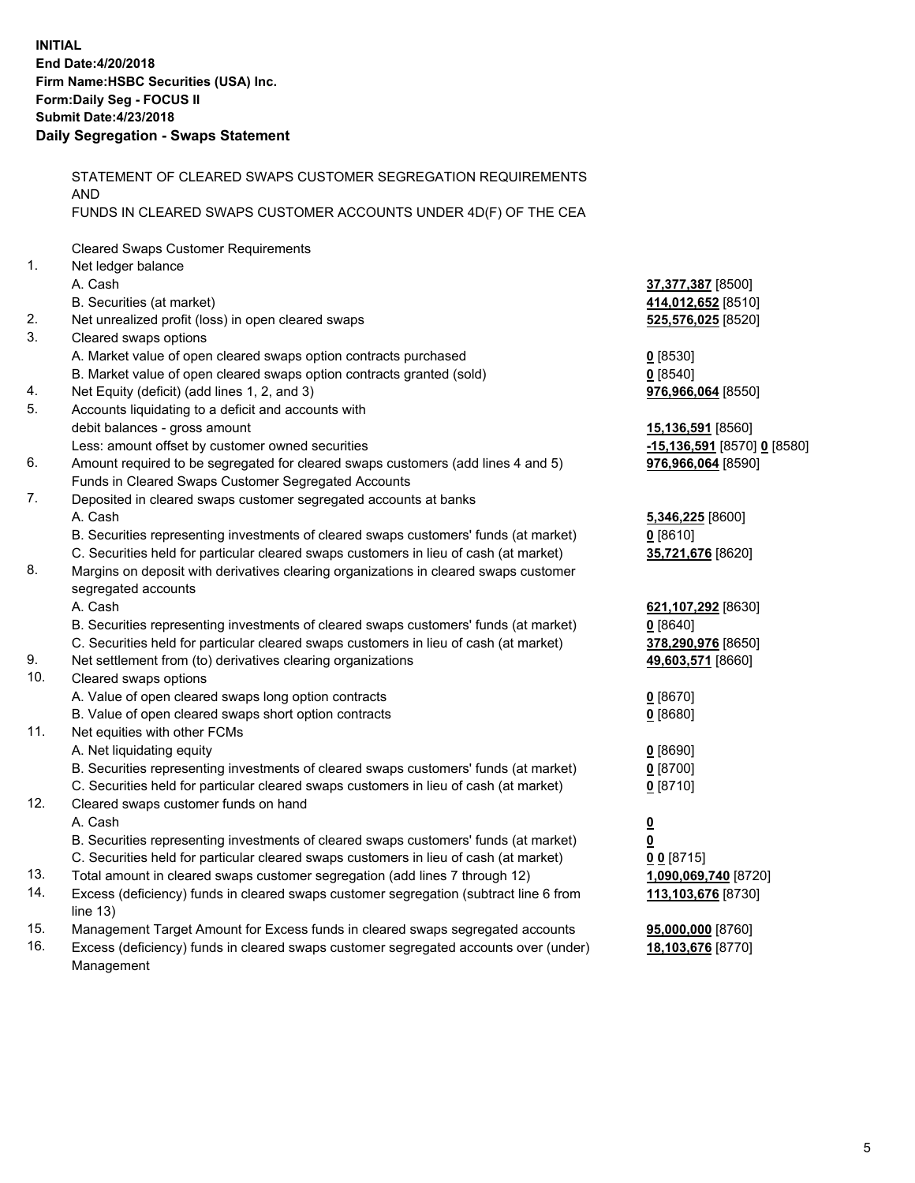**INITIAL**
**End Date:4/20/2018**
**Firm Name:HSBC Securities (USA) Inc.**
**Form:Daily Seg - FOCUS II**
**Submit Date:4/23/2018**
**Daily Segregation - Swaps Statement**

STATEMENT OF CLEARED SWAPS CUSTOMER SEGREGATION REQUIREMENTS AND FUNDS IN CLEARED SWAPS CUSTOMER ACCOUNTS UNDER 4D(F) OF THE CEA

| | | |
|---|---|---|
| | Cleared Swaps Customer Requirements | |
| 1. | Net ledger balance | |
| | A. Cash | **37,377,387** [8500] |
| | B. Securities (at market) | **414,012,652** [8510] |
| 2. | Net unrealized profit (loss) in open cleared swaps | **525,576,025** [8520] |
| 3. | Cleared swaps options | |
| | A. Market value of open cleared swaps option contracts purchased | **0** [8530] |
| | B. Market value of open cleared swaps option contracts granted (sold) | **0** [8540] |
| 4. | Net Equity (deficit) (add lines 1, 2, and 3) | **976,966,064** [8550] |
| 5. | Accounts liquidating to a deficit and accounts with debit balances - gross amount | **15,136,591** [8560] |
| | Less: amount offset by customer owned securities | **-15,136,591** [8570] **0** [8580] |
| 6. | Amount required to be segregated for cleared swaps customers (add lines 4 and 5) | **976,966,064** [8590] |
| | Funds in Cleared Swaps Customer Segregated Accounts | |
| 7. | Deposited in cleared swaps customer segregated accounts at banks | |
| | A. Cash | **5,346,225** [8600] |
| | B. Securities representing investments of cleared swaps customers' funds (at market) | **0** [8610] |
| | C. Securities held for particular cleared swaps customers in lieu of cash (at market) | **35,721,676** [8620] |
| 8. | Margins on deposit with derivatives clearing organizations in cleared swaps customer segregated accounts | |
| | A. Cash | **621,107,292** [8630] |
| | B. Securities representing investments of cleared swaps customers' funds (at market) | **0** [8640] |
| | C. Securities held for particular cleared swaps customers in lieu of cash (at market) | **378,290,976** [8650] |
| 9. | Net settlement from (to) derivatives clearing organizations | **49,603,571** [8660] |
| 10. | Cleared swaps options | |
| | A. Value of open cleared swaps long option contracts | **0** [8670] |
| | B. Value of open cleared swaps short option contracts | **0** [8680] |
| 11. | Net equities with other FCMs | |
| | A. Net liquidating equity | **0** [8690] |
| | B. Securities representing investments of cleared swaps customers' funds (at market) | **0** [8700] |
| | C. Securities held for particular cleared swaps customers in lieu of cash (at market) | **0** [8710] |
| 12. | Cleared swaps customer funds on hand | |
| | A. Cash | **0** |
| | B. Securities representing investments of cleared swaps customers' funds (at market) | **0** |
| | C. Securities held for particular cleared swaps customers in lieu of cash (at market) | **0** **0** [8715] |
| 13. | Total amount in cleared swaps customer segregation (add lines 7 through 12) | **1,090,069,740** [8720] |
| 14. | Excess (deficiency) funds in cleared swaps customer segregation (subtract line 6 from line 13) | **113,103,676** [8730] |
| 15. | Management Target Amount for Excess funds in cleared swaps segregated accounts | **95,000,000** [8760] |
| 16. | Excess (deficiency) funds in cleared swaps customer segregated accounts over (under) Management | **18,103,676** [8770] |